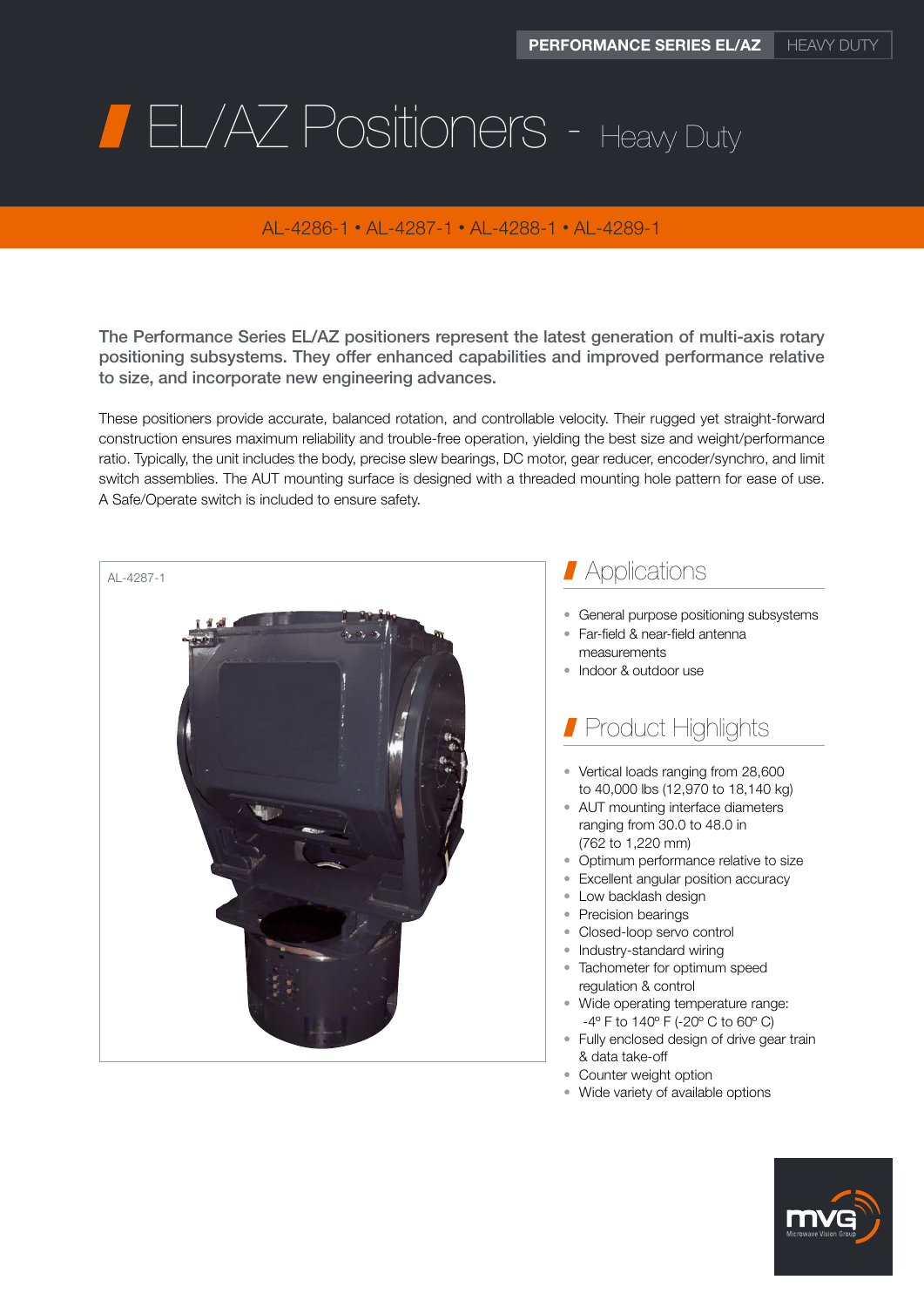# EL/AZ Positioners - Heavy Duty

AL-4286-1 • AL-4287-1 • AL-4288-1 • AL-4289-1

**The Performance Series EL/AZ positioners represent the latest generation of multi-axis rotary positioning subsystems. They offer enhanced capabilities and improved performance relative to size, and incorporate new engineering advances.**

These positioners provide accurate, balanced rotation, and controllable velocity. Their rugged yet straight-forward construction ensures maximum reliability and trouble-free operation, yielding the best size and weight/performance ratio. Typically, the unit includes the body, precise slew bearings, DC motor, gear reducer, encoder/synchro, and limit switch assemblies. The AUT mounting surface is designed with a threaded mounting hole pattern for ease of use. A Safe/Operate switch is included to ensure safety.

AL-4287-1

## Applications

- General purpose positioning subsystems
- Far-field & near-field antenna measurements
- Indoor & outdoor use

## Product Highlights

- Vertical loads ranging from 28,600 to 40,000 lbs (12,970 to 18,140 kg)
- AUT mounting interface diameters ranging from 30.0 to 48.0 in (762 to 1,220 mm)
- Optimum performance relative to size
- Excellent angular position accuracy
- Low backlash design
- Precision bearings
- Closed-loop servo control
- Industry-standard wiring
- Tachometer for optimum speed regulation & control
- Wide operating temperature range: -4º F to 140º F (-20º C to 60º C)
- Fully enclosed design of drive gear train & data take-off
- Counter weight option
- Wide variety of available options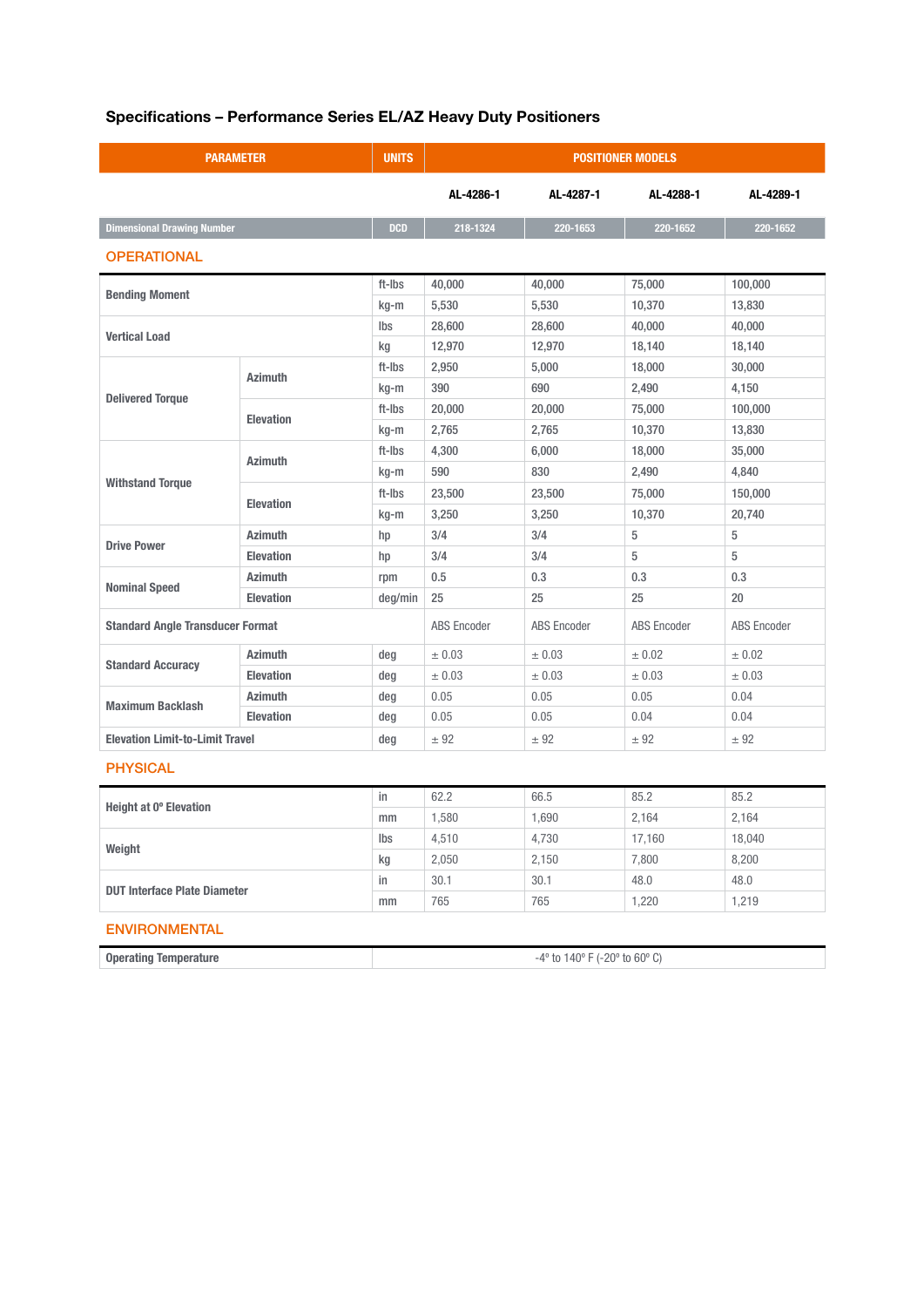## Specifications – Performance Series EL/AZ Heavy Duty Positioners

| PARAMETER | | UNITS | POSITIONER MODELS | | | |
|---|---|---|---|---|---|---|
| | | | AL-4286-1 | AL-4287-1 | AL-4288-1 | AL-4289-1 |
| Dimensional Drawing Number | | DCD | 218-1324 | 220-1653 | 220-1652 | 220-1652 |
| **OPERATIONAL** | | | | | | |
| Bending Moment | | ft-lbs | 40,000 | 40,000 | 75,000 | 100,000 |
| | | kg-m | 5,530 | 5,530 | 10,370 | 13,830 |
| Vertical Load | | lbs | 28,600 | 28,600 | 40,000 | 40,000 |
| | | kg | 12,970 | 12,970 | 18,140 | 18,140 |
| Delivered Torque | Azimuth | ft-lbs | 2,950 | 5,000 | 18,000 | 30,000 |
| | | kg-m | 390 | 690 | 2,490 | 4,150 |
| | Elevation | ft-lbs | 20,000 | 20,000 | 75,000 | 100,000 |
| | | kg-m | 2,765 | 2,765 | 10,370 | 13,830 |
| Withstand Torque | Azimuth | ft-lbs | 4,300 | 6,000 | 18,000 | 35,000 |
| | | kg-m | 590 | 830 | 2,490 | 4,840 |
| | Elevation | ft-lbs | 23,500 | 23,500 | 75,000 | 150,000 |
| | | kg-m | 3,250 | 3,250 | 10,370 | 20,740 |
| Drive Power | Azimuth | hp | 3/4 | 3/4 | 5 | 5 |
| | Elevation | hp | 3/4 | 3/4 | 5 | 5 |
| Nominal Speed | Azimuth | rpm | 0.5 | 0.3 | 0.3 | 0.3 |
| | Elevation | deg/min | 25 | 25 | 25 | 20 |
| Standard Angle Transducer Format | | | ABS Encoder | ABS Encoder | ABS Encoder | ABS Encoder |
| Standard Accuracy | Azimuth | deg | ± 0.03 | ± 0.03 | ± 0.02 | ± 0.02 |
| | Elevation | deg | ± 0.03 | ± 0.03 | ± 0.03 | ± 0.03 |
| Maximum Backlash | Azimuth | deg | 0.05 | 0.05 | 0.05 | 0.04 |
| | Elevation | deg | 0.05 | 0.05 | 0.04 | 0.04 |
| Elevation Limit-to-Limit Travel | | deg | ± 92 | ± 92 | ± 92 | ± 92 |
| **PHYSICAL** | | | | | | |
| Height at 0º Elevation | | in | 62.2 | 66.5 | 85.2 | 85.2 |
| | | mm | 1,580 | 1,690 | 2,164 | 2,164 |
| Weight | | lbs | 4,510 | 4,730 | 17,160 | 18,040 |
| | | kg | 2,050 | 2,150 | 7,800 | 8,200 |
| DUT Interface Plate Diameter | | in | 30.1 | 30.1 | 48.0 | 48.0 |
| | | mm | 765 | 765 | 1,220 | 1,219 |
| **ENVIRONMENTAL** | | | | | | |
| Operating Temperature | | | -4º to 140º F (-20º to 60º C) | | | |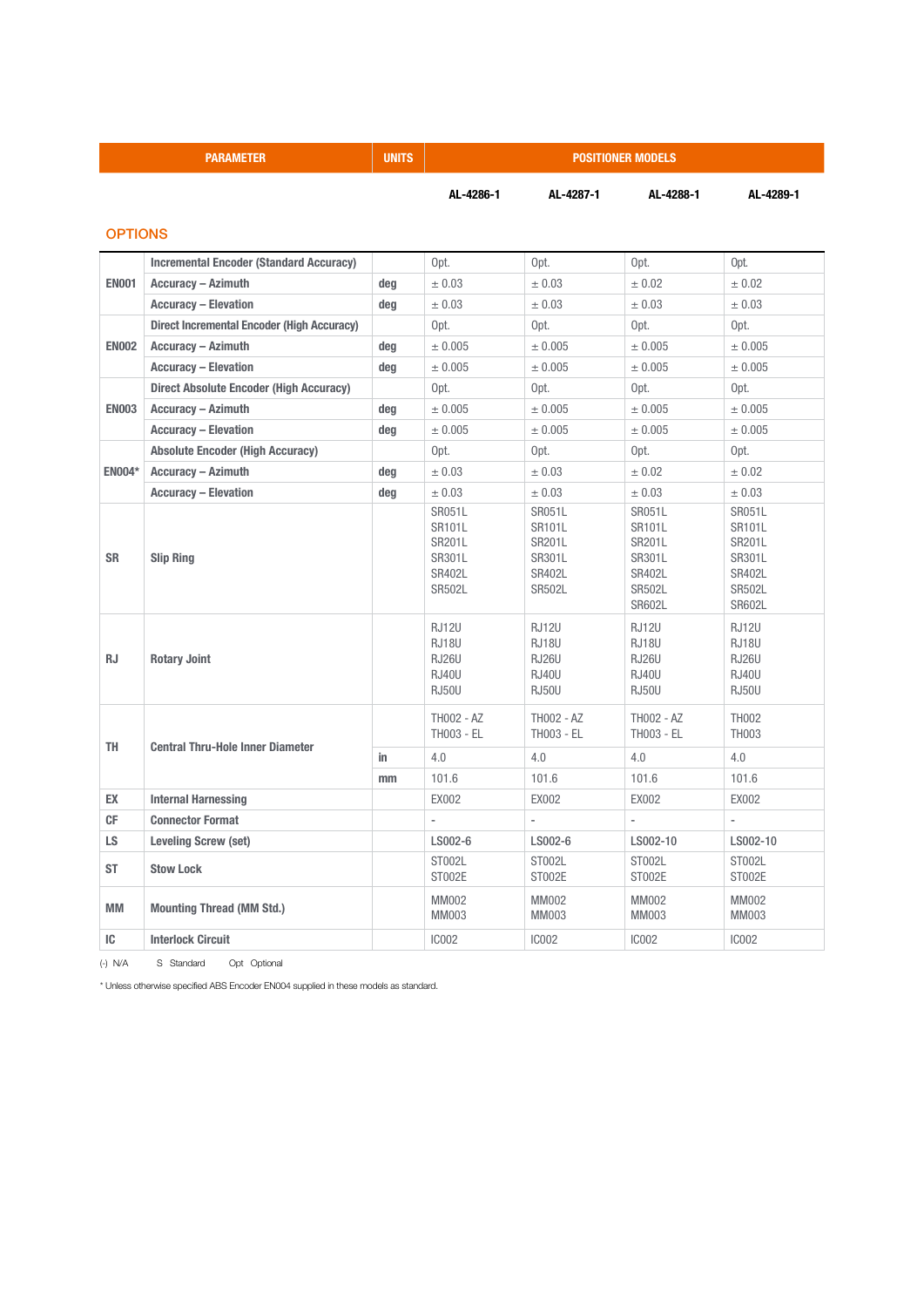| PARAMETER | | UNITS | POSITIONER MODELS | | | |
|---|---|---|---|---|---|---|
| | | | AL-4286-1 | AL-4287-1 | AL-4288-1 | AL-4289-1 |

## OPTIONS

| | | | | | | |
|---|---|---|---|---|---|---|
| EN001 | Incremental Encoder (Standard Accuracy) | | Opt. | Opt. | Opt. | Opt. |
| | Accuracy – Azimuth | deg | ± 0.03 | ± 0.03 | ± 0.02 | ± 0.02 |
| | Accuracy – Elevation | deg | ± 0.03 | ± 0.03 | ± 0.03 | ± 0.03 |
| EN002 | Direct Incremental Encoder (High Accuracy) | | Opt. | Opt. | Opt. | Opt. |
| | Accuracy – Azimuth | deg | ± 0.005 | ± 0.005 | ± 0.005 | ± 0.005 |
| | Accuracy – Elevation | deg | ± 0.005 | ± 0.005 | ± 0.005 | ± 0.005 |
| EN003 | Direct Absolute Encoder (High Accuracy) | | Opt. | Opt. | Opt. | Opt. |
| | Accuracy – Azimuth | deg | ± 0.005 | ± 0.005 | ± 0.005 | ± 0.005 |
| | Accuracy – Elevation | deg | ± 0.005 | ± 0.005 | ± 0.005 | ± 0.005 |
| EN004* | Absolute Encoder (High Accuracy) | | Opt. | Opt. | Opt. | Opt. |
| | Accuracy – Azimuth | deg | ± 0.03 | ± 0.03 | ± 0.02 | ± 0.02 |
| | Accuracy – Elevation | deg | ± 0.03 | ± 0.03 | ± 0.03 | ± 0.03 |
| SR | Slip Ring | | SR051L SR101L SR201L SR301L SR402L SR502L | SR051L SR101L SR201L SR301L SR402L SR502L | SR051L SR101L SR201L SR301L SR402L SR502L SR602L | SR051L SR101L SR201L SR301L SR402L SR502L SR602L |
| RJ | Rotary Joint | | RJ12U RJ18U RJ26U RJ40U RJ50U | RJ12U RJ18U RJ26U RJ40U RJ50U | RJ12U RJ18U RJ26U RJ40U RJ50U | RJ12U RJ18U RJ26U RJ40U RJ50U |
| TH | Central Thru-Hole Inner Diameter | | TH002 - AZ TH003 - EL | TH002 - AZ TH003 - EL | TH002 - AZ TH003 - EL | TH002 TH003 |
| | | in | 4.0 | 4.0 | 4.0 | 4.0 |
| | | mm | 101.6 | 101.6 | 101.6 | 101.6 |
| EX | Internal Harnessing | | EX002 | EX002 | EX002 | EX002 |
| CF | Connector Format | | - | - | - | - |
| LS | Leveling Screw (set) | | LS002-6 | LS002-6 | LS002-10 | LS002-10 |
| ST | Stow Lock | | ST002L ST002E | ST002L ST002E | ST002L ST002E | ST002L ST002E |
| MM | Mounting Thread (MM Std.) | | MM002 MM003 | MM002 MM003 | MM002 MM003 | MM002 MM003 |
| IC | Interlock Circuit | | IC002 | IC002 | IC002 | IC002 |

(-) N/A S Standard Opt Optional

* Unless otherwise specified ABS Encoder EN004 supplied in these models as standard.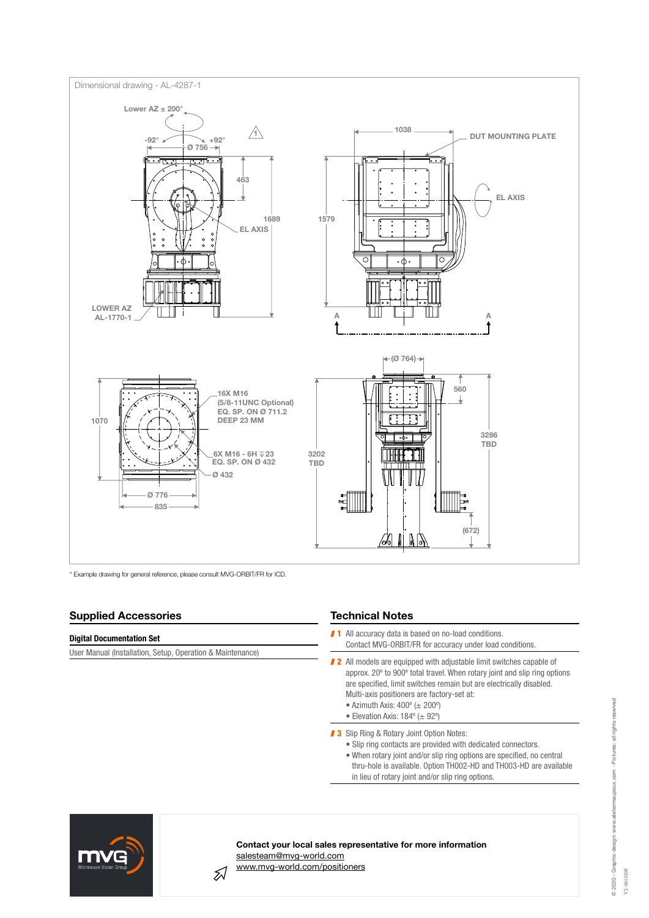Dimensional drawing - AL-4287-1

Lower AZ ± 200°

-92°

+92°

Ø 756

463

1689

EL AXIS

LOWER AZ
AL-1770-1

1038

DUT MOUNTING PLATE

EL AXIS

1579

A

A

(Ø 764)

560

3286
TBD

3202
TBD

(672)

1070

16X M16
(5/8-11UNC Optional)
EQ. SP. ON Ø 711.2
DEEP 23 MM

6X M16 - 6H ⊽23
EQ. SP. ON Ø 432

Ø 432

Ø 776

835

\* Example drawing for general reference, please consult MVG-ORBIT/FR for ICD.

## Supplied Accessories

### Digital Documentation Set

User Manual (Installation, Setup, Operation & Maintenance)

## Technical Notes

**1** All accuracy data is based on no-load conditions.
Contact MVG-ORBIT/FR for accuracy under load conditions.

**2** All models are equipped with adjustable limit switches capable of approx. 20º to 900º total travel. When rotary joint and slip ring options are specified, limit switches remain but are electrically disabled. Multi-axis positioners are factory-set at:

- Azimuth Axis: 400º (± 200º)
- Elevation Axis: 184º (± 92º)

**3** Slip Ring & Rotary Joint Option Notes:

- Slip ring contacts are provided with dedicated connectors.
- When rotary joint and/or slip ring options are specified, no central thru-hole is available. Option TH002-HD and TH003-HD are available in lieu of rotary joint and/or slip ring options.

**Contact your local sales representative for more information**
salesteam@mvg-world.com
www.mvg-world.com/positioners

© 2020 - Graphic design: www.ateliermaupoux.com - Pictures: all rights reserved

V2_061020F